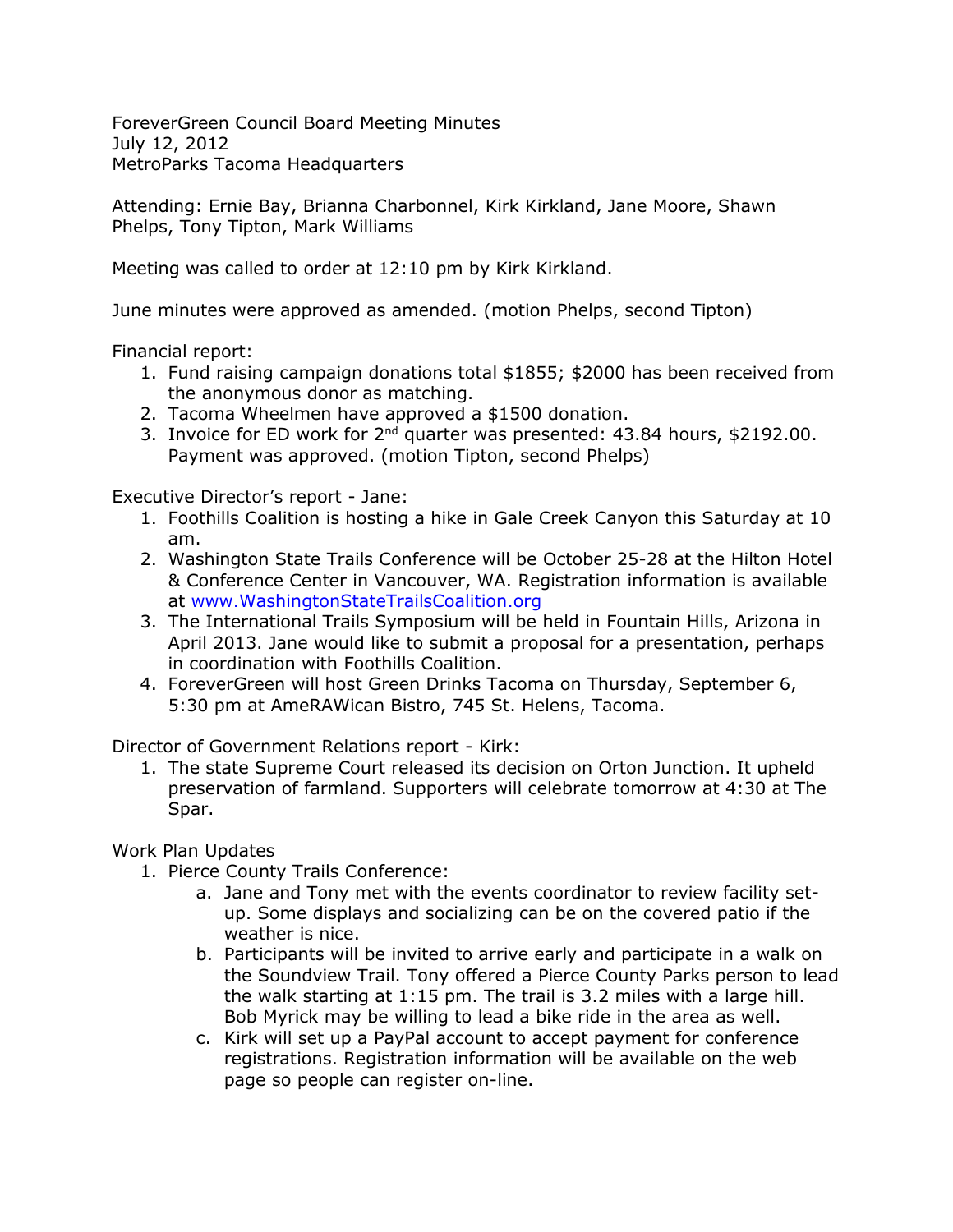ForeverGreen Council Board Meeting Minutes
July 12, 2012
MetroParks Tacoma Headquarters

Attending: Ernie Bay, Brianna Charbonnel, Kirk Kirkland, Jane Moore, Shawn Phelps, Tony Tipton, Mark Williams

Meeting was called to order at 12:10 pm by Kirk Kirkland.

June minutes were approved as amended. (motion Phelps, second Tipton)

Financial report:

1. Fund raising campaign donations total $1855; $2000 has been received from the anonymous donor as matching.
2. Tacoma Wheelmen have approved a $1500 donation.
3. Invoice for ED work for 2nd quarter was presented: 43.84 hours, $2192.00. Payment was approved. (motion Tipton, second Phelps)

Executive Director's report - Jane:

1. Foothills Coalition is hosting a hike in Gale Creek Canyon this Saturday at 10 am.
2. Washington State Trails Conference will be October 25-28 at the Hilton Hotel & Conference Center in Vancouver, WA. Registration information is available at [www.WashingtonStateTrailsCoalition.org](http://www.WashingtonStateTrailsCoalition.org)
3. The International Trails Symposium will be held in Fountain Hills, Arizona in April 2013. Jane would like to submit a proposal for a presentation, perhaps in coordination with Foothills Coalition.
4. ForeverGreen will host Green Drinks Tacoma on Thursday, September 6, 5:30 pm at AmeRAWican Bistro, 745 St. Helens, Tacoma.

Director of Government Relations report - Kirk:

1. The state Supreme Court released its decision on Orton Junction. It upheld preservation of farmland. Supporters will celebrate tomorrow at 4:30 at The Spar.

Work Plan Updates

1. Pierce County Trails Conference:
   a. Jane and Tony met with the events coordinator to review facility set-up. Some displays and socializing can be on the covered patio if the weather is nice.
   b. Participants will be invited to arrive early and participate in a walk on the Soundview Trail. Tony offered a Pierce County Parks person to lead the walk starting at 1:15 pm. The trail is 3.2 miles with a large hill. Bob Myrick may be willing to lead a bike ride in the area as well.
   c. Kirk will set up a PayPal account to accept payment for conference registrations. Registration information will be available on the web page so people can register on-line.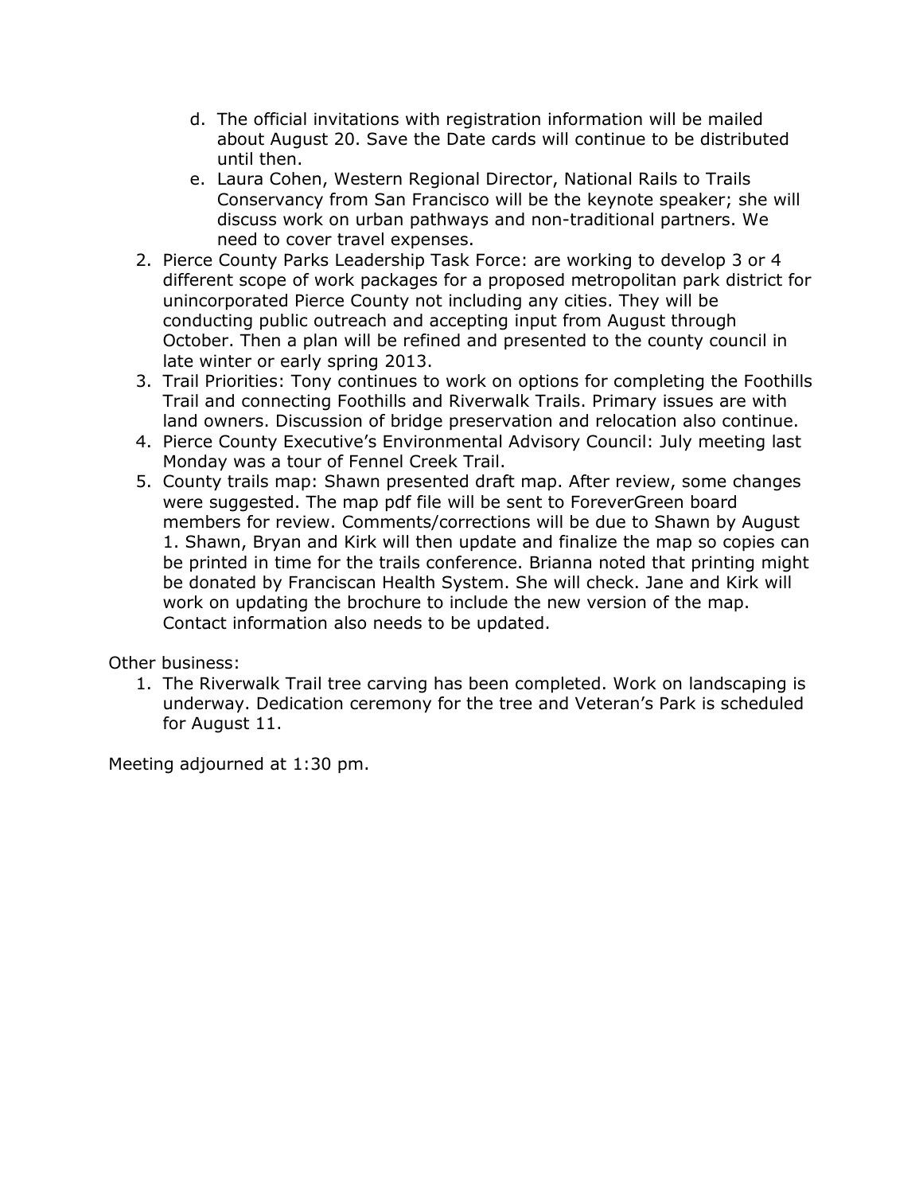d. The official invitations with registration information will be mailed about August 20. Save the Date cards will continue to be distributed until then.
   e. Laura Cohen, Western Regional Director, National Rails to Trails Conservancy from San Francisco will be the keynote speaker; she will discuss work on urban pathways and non-traditional partners. We need to cover travel expenses.

2. Pierce County Parks Leadership Task Force: are working to develop 3 or 4 different scope of work packages for a proposed metropolitan park district for unincorporated Pierce County not including any cities. They will be conducting public outreach and accepting input from August through October. Then a plan will be refined and presented to the county council in late winter or early spring 2013.
3. Trail Priorities: Tony continues to work on options for completing the Foothills Trail and connecting Foothills and Riverwalk Trails. Primary issues are with land owners. Discussion of bridge preservation and relocation also continue.
4. Pierce County Executive's Environmental Advisory Council: July meeting last Monday was a tour of Fennel Creek Trail.
5. County trails map: Shawn presented draft map. After review, some changes were suggested. The map pdf file will be sent to ForeverGreen board members for review. Comments/corrections will be due to Shawn by August 1. Shawn, Bryan and Kirk will then update and finalize the map so copies can be printed in time for the trails conference. Brianna noted that printing might be donated by Franciscan Health System. She will check. Jane and Kirk will work on updating the brochure to include the new version of the map. Contact information also needs to be updated.

Other business:

1. The Riverwalk Trail tree carving has been completed. Work on landscaping is underway. Dedication ceremony for the tree and Veteran's Park is scheduled for August 11.

Meeting adjourned at 1:30 pm.